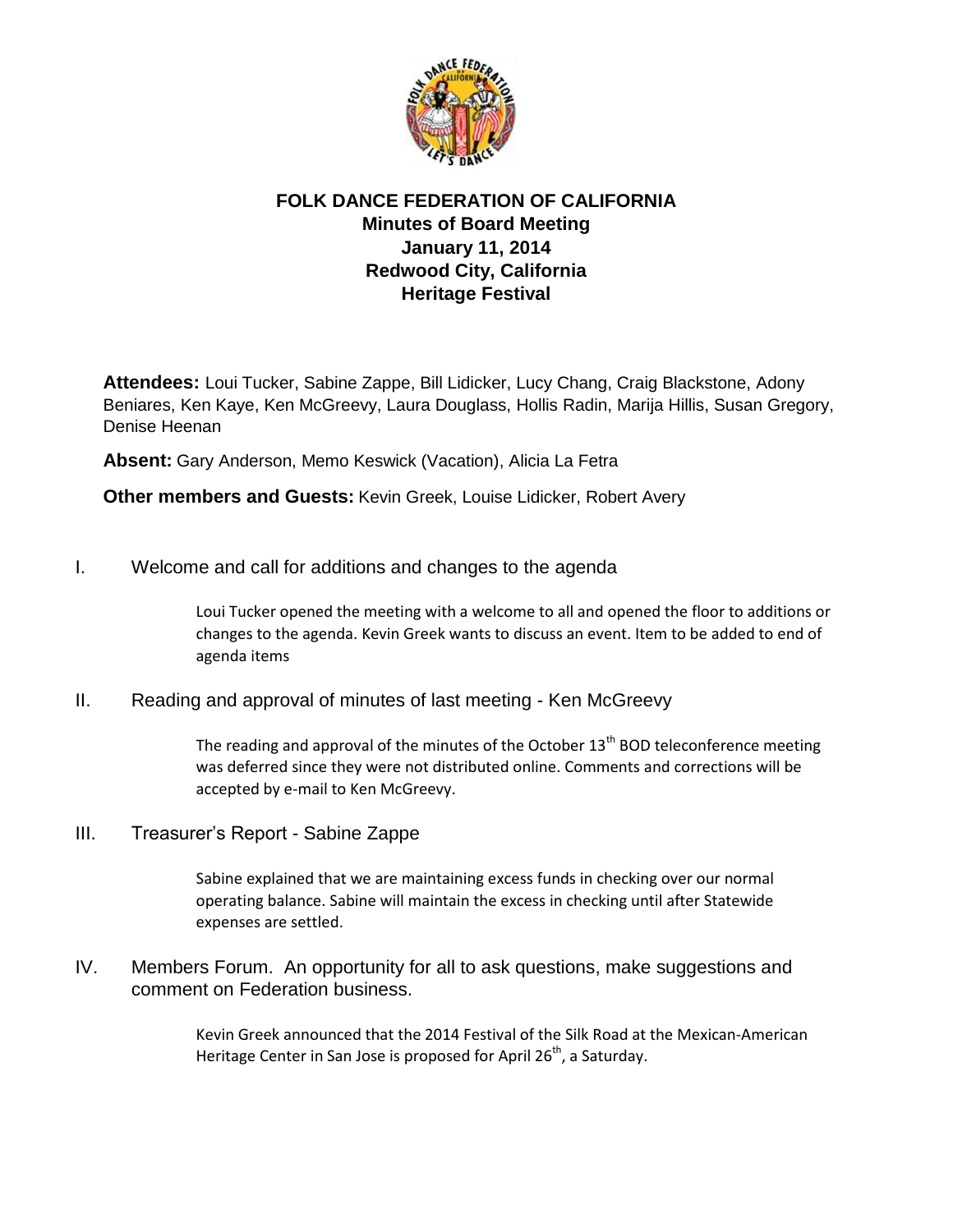# FOLK DANCE FEDERATION OF CALIFORNIA
## Minutes of Board Meeting
## January 11, 2014
## Redwood City, California
## Heritage Festival

**Attendees:** Loui Tucker, Sabine Zappe, Bill Lidicker, Lucy Chang, Craig Blackstone, Adony Beniares, Ken Kaye, Ken McGreevy, Laura Douglass, Hollis Radin, Marija Hillis, Susan Gregory, Denise Heenan

**Absent:** Gary Anderson, Memo Keswick (Vacation), Alicia La Fetra

**Other members and Guests:** Kevin Greek, Louise Lidicker, Robert Avery

I. Welcome and call for additions and changes to the agenda

Loui Tucker opened the meeting with a welcome to all and opened the floor to additions or changes to the agenda. Kevin Greek wants to discuss an event. Item to be added to end of agenda items

II. Reading and approval of minutes of last meeting - Ken McGreevy

The reading and approval of the minutes of the October 13th BOD teleconference meeting was deferred since they were not distributed online. Comments and corrections will be accepted by e-mail to Ken McGreevy.

III. Treasurer's Report - Sabine Zappe

Sabine explained that we are maintaining excess funds in checking over our normal operating balance. Sabine will maintain the excess in checking until after Statewide expenses are settled.

IV. Members Forum. An opportunity for all to ask questions, make suggestions and comment on Federation business.

Kevin Greek announced that the 2014 Festival of the Silk Road at the Mexican-American Heritage Center in San Jose is proposed for April 26th, a Saturday.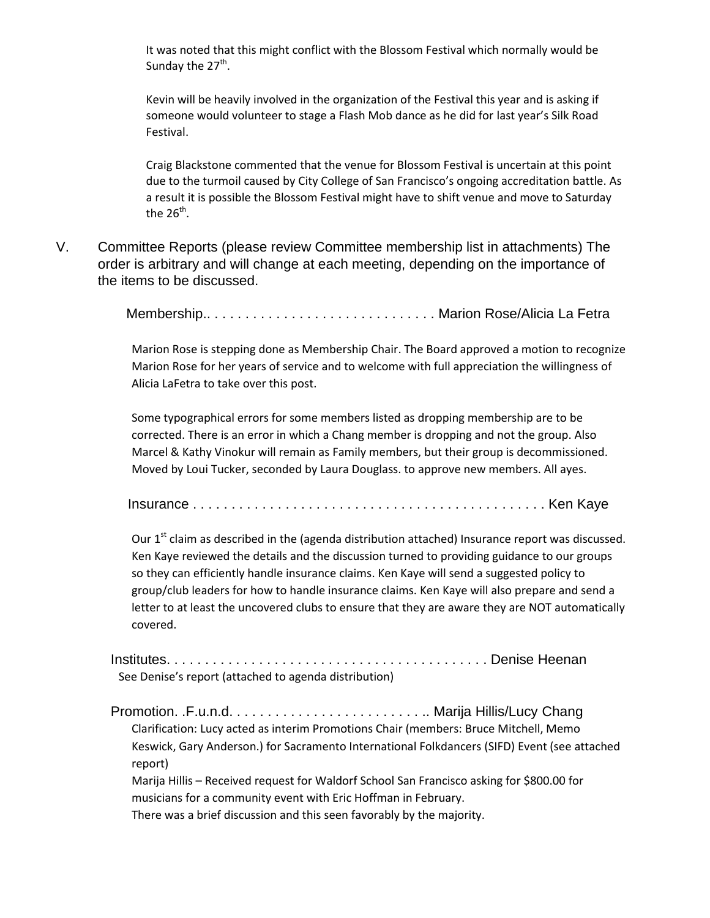It was noted that this might conflict with the Blossom Festival which normally would be Sunday the 27th.

Kevin will be heavily involved in the organization of the Festival this year and is asking if someone would volunteer to stage a Flash Mob dance as he did for last year's Silk Road Festival.

Craig Blackstone commented that the venue for Blossom Festival is uncertain at this point due to the turmoil caused by City College of San Francisco's ongoing accreditation battle. As a result it is possible the Blossom Festival might have to shift venue and move to Saturday the 26th.

V. Committee Reports (please review Committee membership list in attachments) The order is arbitrary and will change at each meeting, depending on the importance of the items to be discussed.

Membership.. . . . . . . . . . . . . . . . . . . . . . . . . . . . . . Marion Rose/Alicia La Fetra

Marion Rose is stepping done as Membership Chair. The Board approved a motion to recognize Marion Rose for her years of service and to welcome with full appreciation the willingness of Alicia LaFetra to take over this post.

Some typographical errors for some members listed as dropping membership are to be corrected. There is an error in which a Chang member is dropping and not the group. Also Marcel & Kathy Vinokur will remain as Family members, but their group is decommissioned. Moved by Loui Tucker, seconded by Laura Douglass. to approve new members. All ayes.

Insurance . . . . . . . . . . . . . . . . . . . . . . . . . . . . . . . . . . . . . . . . . . . . . . Ken Kaye

Our 1st claim as described in the (agenda distribution attached) Insurance report was discussed. Ken Kaye reviewed the details and the discussion turned to providing guidance to our groups so they can efficiently handle insurance claims. Ken Kaye will send a suggested policy to group/club leaders for how to handle insurance claims. Ken Kaye will also prepare and send a letter to at least the uncovered clubs to ensure that they are aware they are NOT automatically covered.

Institutes. . . . . . . . . . . . . . . . . . . . . . . . . . . . . . . . . . . . . . . . . . Denise Heenan

See Denise's report (attached to agenda distribution)

Promotion. .F.u.n.d. . . . . . . . . . . . . . . . . . . . . . . . . . .. Marija Hillis/Lucy Chang

Clarification: Lucy acted as interim Promotions Chair (members: Bruce Mitchell, Memo Keswick, Gary Anderson.) for Sacramento International Folkdancers (SIFD) Event (see attached report)

Marija Hillis – Received request for Waldorf School San Francisco asking for $800.00 for musicians for a community event with Eric Hoffman in February.

There was a brief discussion and this seen favorably by the majority.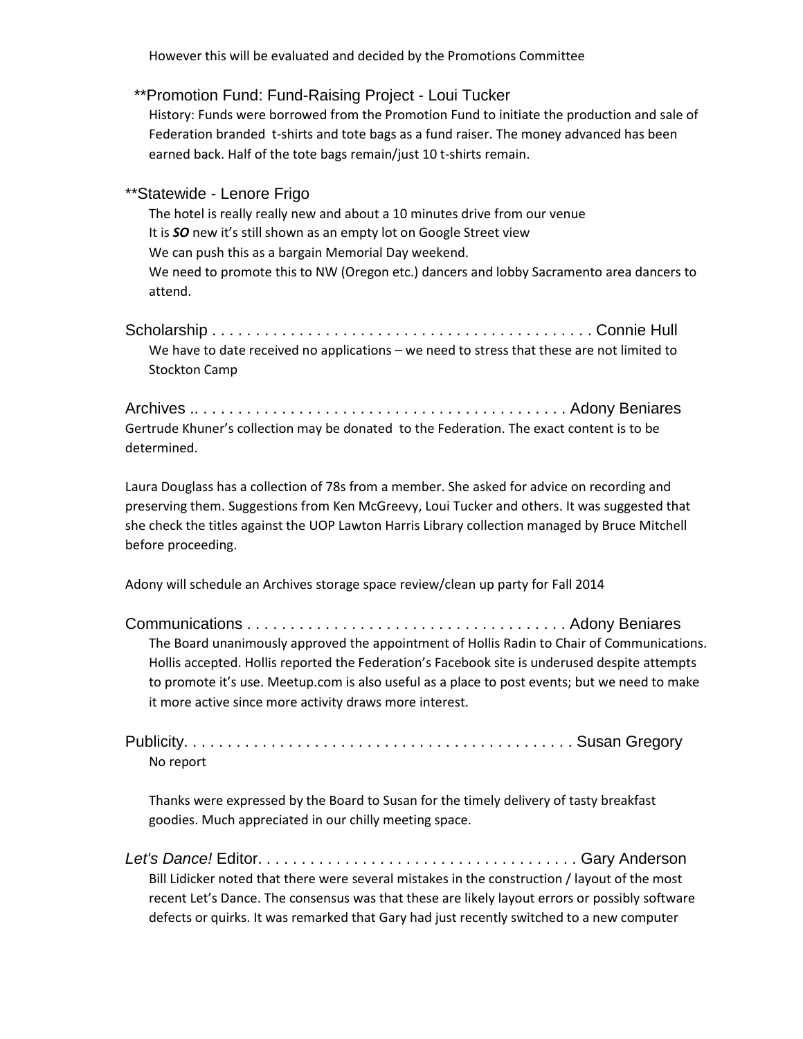However this will be evaluated and decided by the Promotions Committee

**Promotion Fund: Fund-Raising Project - Loui Tucker

History: Funds were borrowed from the Promotion Fund to initiate the production and sale of Federation branded t-shirts and tote bags as a fund raiser. The money advanced has been earned back. Half of the tote bags remain/just 10 t-shirts remain.

**Statewide - Lenore Frigo

The hotel is really really new and about a 10 minutes drive from our venue
It is ***SO*** new it's still shown as an empty lot on Google Street view
We can push this as a bargain Memorial Day weekend.
We need to promote this to NW (Oregon etc.) dancers and lobby Sacramento area dancers to attend.

Scholarship . . . . . . . . . . . . . . . . . . . . . . . . . . . . . . . . . . . . . . . . . . . Connie Hull

We have to date received no applications – we need to stress that these are not limited to Stockton Camp

Archives .. . . . . . . . . . . . . . . . . . . . . . . . . . . . . . . . . . . . . . . . . . Adony Beniares

Gertrude Khuner's collection may be donated to the Federation. The exact content is to be determined.

Laura Douglass has a collection of 78s from a member. She asked for advice on recording and preserving them. Suggestions from Ken McGreevy, Loui Tucker and others. It was suggested that she check the titles against the UOP Lawton Harris Library collection managed by Bruce Mitchell before proceeding.

Adony will schedule an Archives storage space review/clean up party for Fall 2014

Communications . . . . . . . . . . . . . . . . . . . . . . . . . . . . . . . . . . . . . Adony Beniares

The Board unanimously approved the appointment of Hollis Radin to Chair of Communications. Hollis accepted. Hollis reported the Federation's Facebook site is underused despite attempts to promote it's use. Meetup.com is also useful as a place to post events; but we need to make it more active since more activity draws more interest.

Publicity. . . . . . . . . . . . . . . . . . . . . . . . . . . . . . . . . . . . . . . . . . . . Susan Gregory

No report

Thanks were expressed by the Board to Susan for the timely delivery of tasty breakfast goodies. Much appreciated in our chilly meeting space.

*Let's Dance!* Editor. . . . . . . . . . . . . . . . . . . . . . . . . . . . . . . . . . . . . Gary Anderson

Bill Lidicker noted that there were several mistakes in the construction / layout of the most recent Let's Dance. The consensus was that these are likely layout errors or possibly software defects or quirks. It was remarked that Gary had just recently switched to a new computer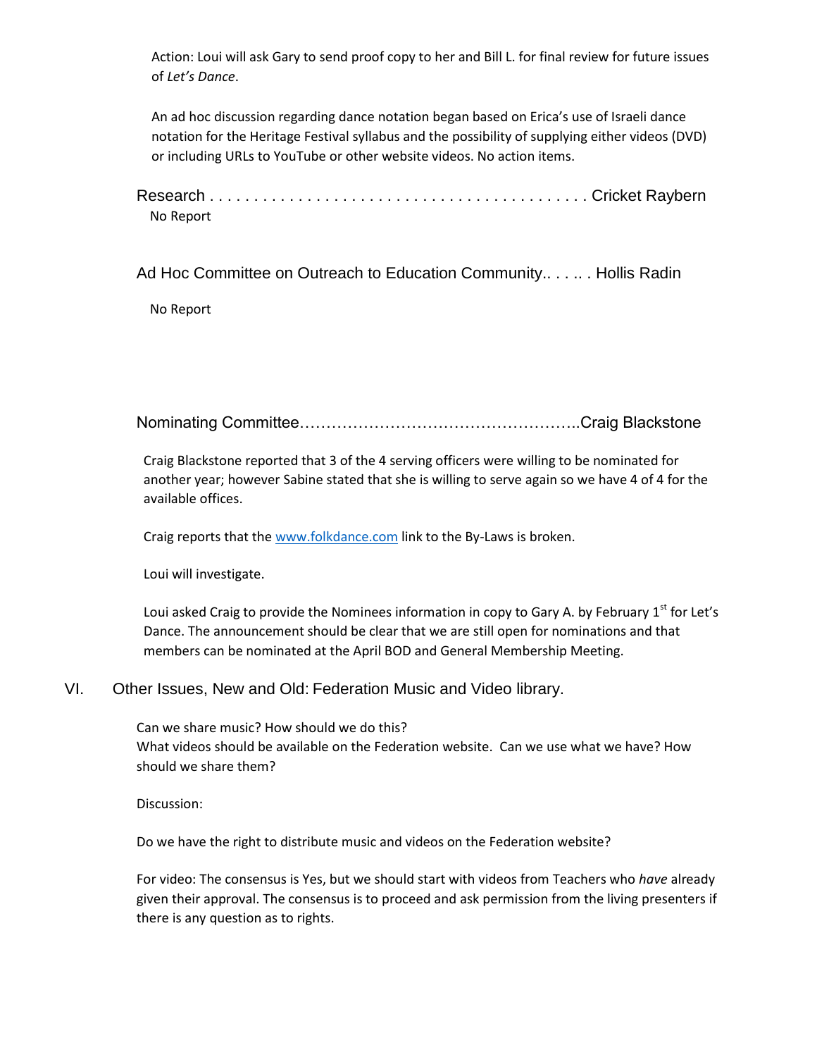Action: Loui will ask Gary to send proof copy to her and Bill L. for final review for future issues of *Let's Dance*.

An ad hoc discussion regarding dance notation began based on Erica's use of Israeli dance notation for the Heritage Festival syllabus and the possibility of supplying either videos (DVD) or including URLs to YouTube or other website videos. No action items.

Research . . . . . . . . . . . . . . . . . . . . . . . . . . . . . . . . . . . . . . . . . . Cricket Raybern

No Report

Ad Hoc Committee on Outreach to Education Community.. . . .. . Hollis Radin

No Report

Nominating Committee……………………………………………..Craig Blackstone

Craig Blackstone reported that 3 of the 4 serving officers were willing to be nominated for another year; however Sabine stated that she is willing to serve again so we have 4 of 4 for the available offices.

Craig reports that the www.folkdance.com link to the By-Laws is broken.

Loui will investigate.

Loui asked Craig to provide the Nominees information in copy to Gary A. by February 1st for Let's Dance. The announcement should be clear that we are still open for nominations and that members can be nominated at the April BOD and General Membership Meeting.

## VI. Other Issues, New and Old: Federation Music and Video library.

Can we share music? How should we do this?
What videos should be available on the Federation website. Can we use what we have? How should we share them?

Discussion:

Do we have the right to distribute music and videos on the Federation website?

For video: The consensus is Yes, but we should start with videos from Teachers who *have* already given their approval. The consensus is to proceed and ask permission from the living presenters if there is any question as to rights.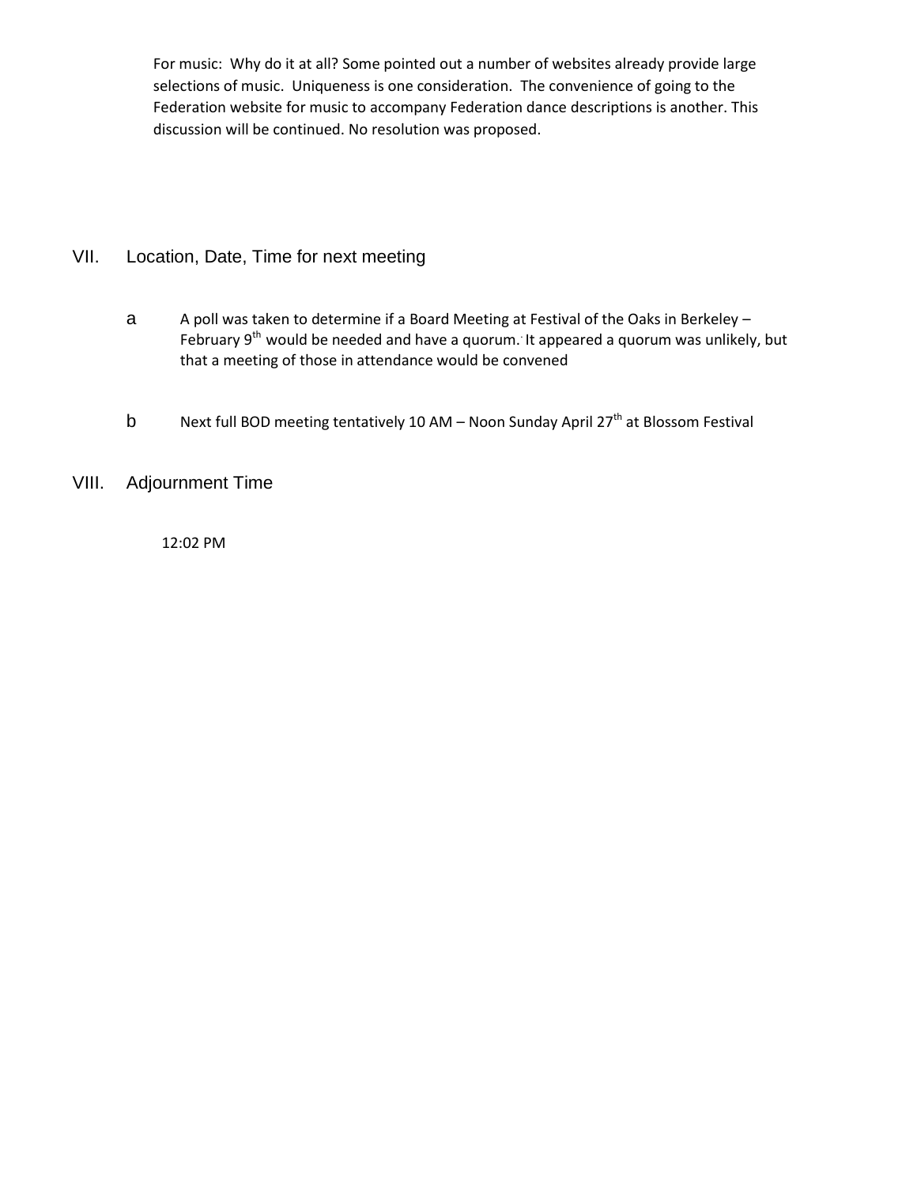For music: Why do it at all? Some pointed out a number of websites already provide large selections of music. Uniqueness is one consideration. The convenience of going to the Federation website for music to accompany Federation dance descriptions is another. This discussion will be continued. No resolution was proposed.

## VII. Location, Date, Time for next meeting

a. A poll was taken to determine if a Board Meeting at Festival of the Oaks in Berkeley – February 9th would be needed and have a quorum. It appeared a quorum was unlikely, but that a meeting of those in attendance would be convened

b. Next full BOD meeting tentatively 10 AM – Noon Sunday April 27th at Blossom Festival

## VIII. Adjournment Time

12:02 PM